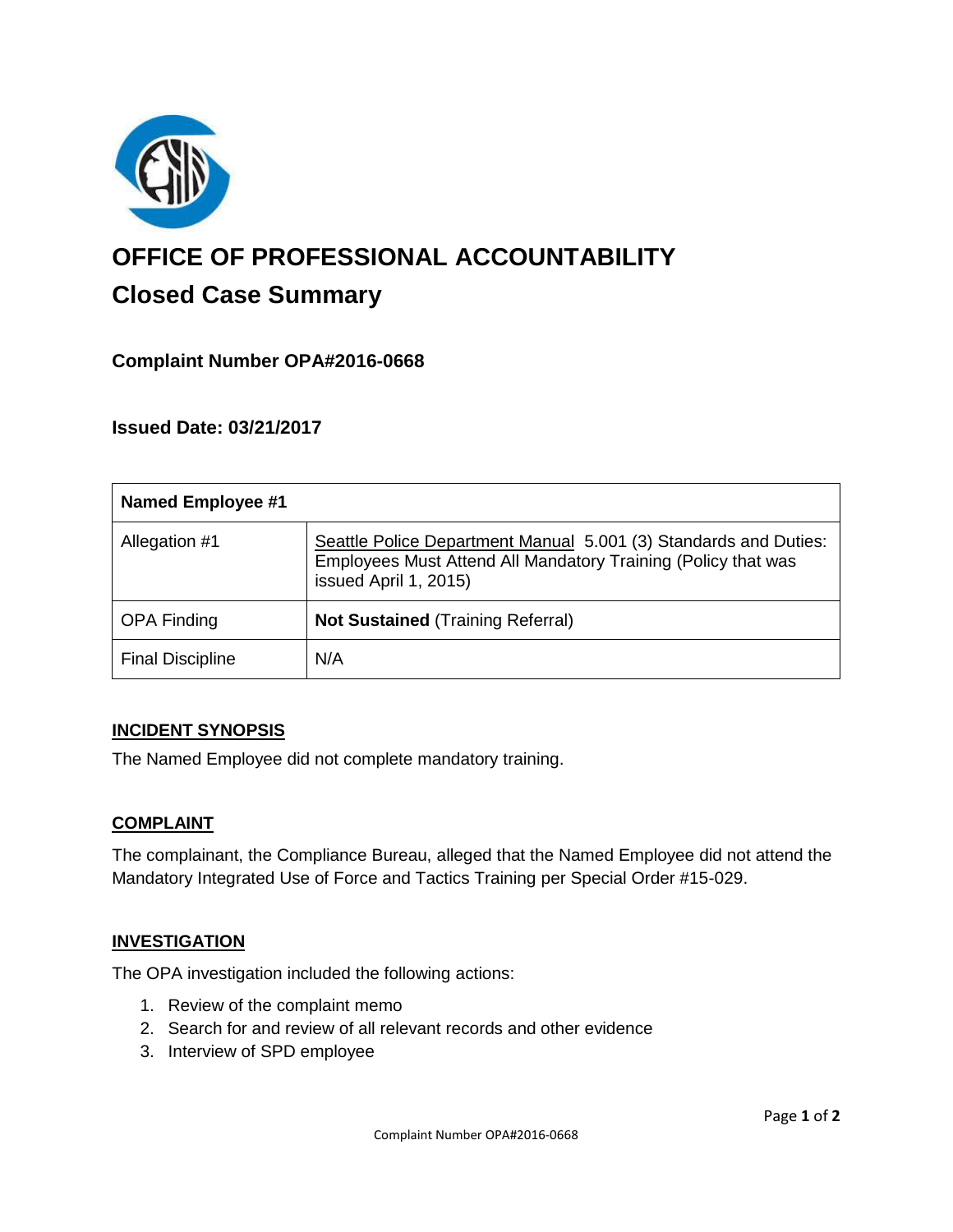# OFFICE OF PROFESSIONAL ACCOUNTABILITY

## Closed Case Summary

### Complaint Number OPA#2016-0668

### Issued Date: 03/21/2017

| Named Employee #1 | |
|---|---|
| Allegation #1 | Seattle Police Department Manual 5.001 (3) Standards and Duties: Employees Must Attend All Mandatory Training (Policy that was issued April 1, 2015) |
| OPA Finding | **Not Sustained** (Training Referral) |
| Final Discipline | N/A |

### INCIDENT SYNOPSIS

The Named Employee did not complete mandatory training.

### COMPLAINT

The complainant, the Compliance Bureau, alleged that the Named Employee did not attend the Mandatory Integrated Use of Force and Tactics Training per Special Order #15-029.

### INVESTIGATION

The OPA investigation included the following actions:

1. Review of the complaint memo
2. Search for and review of all relevant records and other evidence
3. Interview of SPD employee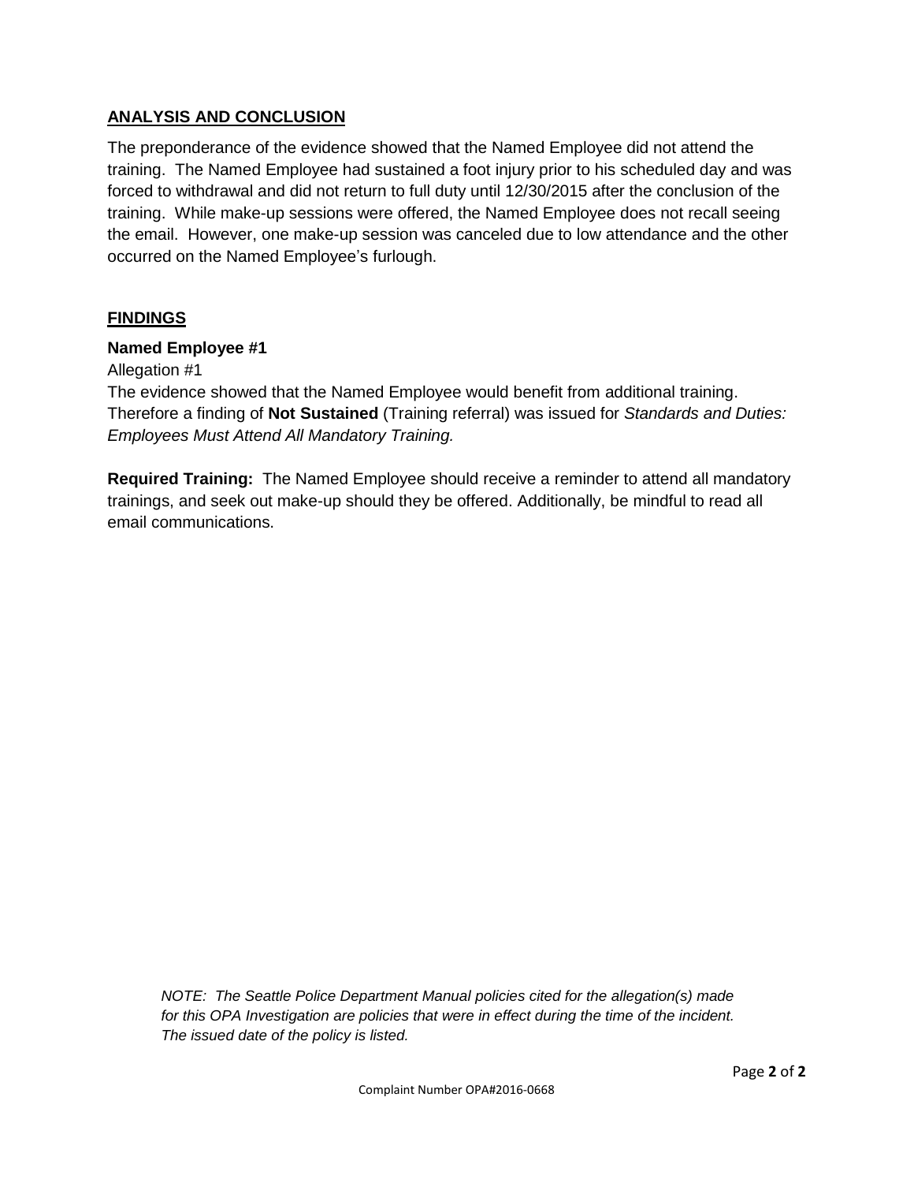## ANALYSIS AND CONCLUSION

The preponderance of the evidence showed that the Named Employee did not attend the training. The Named Employee had sustained a foot injury prior to his scheduled day and was forced to withdrawal and did not return to full duty until 12/30/2015 after the conclusion of the training. While make-up sessions were offered, the Named Employee does not recall seeing the email. However, one make-up session was canceled due to low attendance and the other occurred on the Named Employee's furlough.

## FINDINGS

**Named Employee #1**

Allegation #1

The evidence showed that the Named Employee would benefit from additional training. Therefore a finding of **Not Sustained** (Training referral) was issued for *Standards and Duties: Employees Must Attend All Mandatory Training.*

**Required Training:** The Named Employee should receive a reminder to attend all mandatory trainings, and seek out make-up should they be offered. Additionally, be mindful to read all email communications.

*NOTE: The Seattle Police Department Manual policies cited for the allegation(s) made for this OPA Investigation are policies that were in effect during the time of the incident. The issued date of the policy is listed.*

Complaint Number OPA#2016-0668